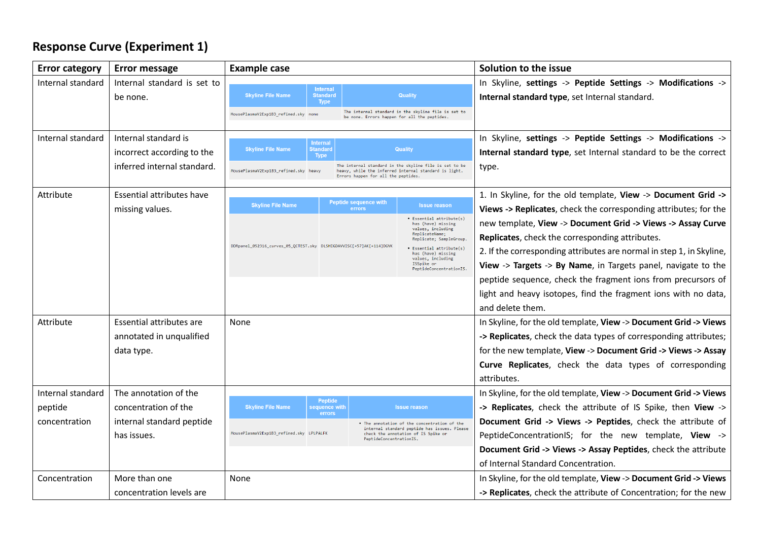## Response Curve (Experiment 1)

| Error category | Error message | Example case | Solution to the issue |
|---|---|---|---|
| Internal standard | Internal standard is set to be none. | Skyline File Name: MousePlasmaV2Exp1B3_refined.sky; Internal Standard Type: none; Quality: The internal standard in the skyline file is set to be none. Errors happen for all the peptides. | In Skyline, **settings** -> **Peptide Settings** -> **Modifications** -> **Internal standard type**, set Internal standard. |
| Internal standard | Internal standard is incorrect according to the inferred internal standard. | Skyline File Name: MousePlasmaV2Exp1B3_refined.sky; Internal Standard Type: heavy; Quality: The internal standard in the skyline file is set to be heavy, while the inferred internal standard is light. Errors happen for all the peptides. | In Skyline, **settings** -> **Peptide Settings** -> **Modifications** -> **Internal standard type**, set Internal standard to be the correct type. |
| Attribute | Essential attributes have missing values. | Skyline File Name: DDRpanel_052316_curves_05_QCTEST.sky; Peptide sequence with errors: DLSHIGDAVVISC[+57]AK[+114]DGVK; Issue reason: • Essential attribute(s) has (have) missing values, including ReplicateName; Replicate; SampleGroup. • Essential attribute(s) has (have) missing values, including ISSpike or PeptideConcentrationIS. | 1. In Skyline, for the old template, **View** -> **Document Grid -> Views -> Replicates**, check the corresponding attributes; for the new template, **View** -> **Document Grid -> Views -> Assay Curve Replicates**, check the corresponding attributes.<br>2. If the corresponding attributes are normal in step 1, in Skyline, **View** -> **Targets** -> **By Name**, in Targets panel, navigate to the peptide sequence, check the fragment ions from precursors of light and heavy isotopes, find the fragment ions with no data, and delete them. |
| Attribute | Essential attributes are annotated in unqualified data type. | None | In Skyline, for the old template, **View** -> **Document Grid -> Views -> Replicates**, check the data types of corresponding attributes; for the new template, **View** -> **Document Grid -> Views -> Assay Curve Replicates**, check the data types of corresponding attributes. |
| Internal standard peptide concentration | The annotation of the concentration of the internal standard peptide has issues. | Skyline File Name: MousePlasmaV2Exp1B3_refined.sky; Peptide sequence with errors: LPLPALFK; Issue reason: • The annotation of the concentration of the internal standard peptide has issues. Please check the annotation of IS Spike or PeptideConcentrationIS. | In Skyline, for the old template, **View** -> **Document Grid -> Views -> Replicates**, check the attribute of IS Spike, then **View** -> **Document Grid -> Views -> Peptides**, check the attribute of PeptideConcentrationIS; for the new template, **View** -> **Document Grid -> Views -> Assay Peptides**, check the attribute of Internal Standard Concentration. |
| Concentration | More than one concentration levels are | None | In Skyline, for the old template, **View** -> **Document Grid -> Views -> Replicates**, check the attribute of Concentration; for the new |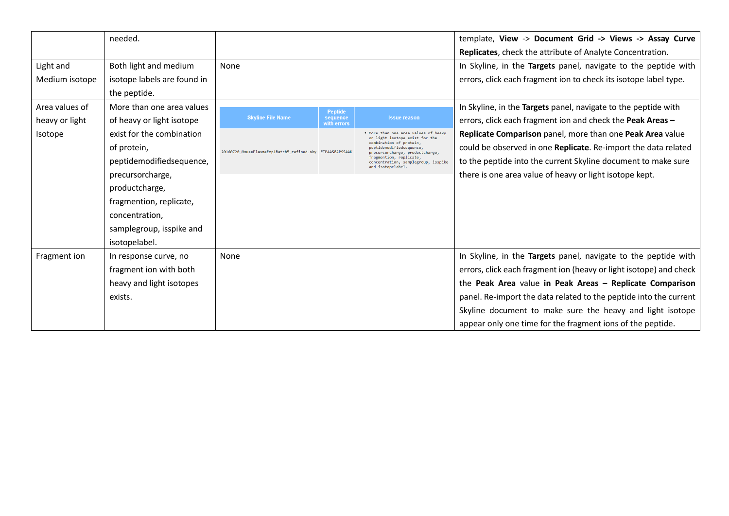| | | | |
|---|---|---|---|
| | needed. | | template, **View** -> **Document Grid -> Views -> Assay Curve Replicates**, check the attribute of Analyte Concentration. |
| Light and Medium isotope | Both light and medium isotope labels are found in the peptide. | None | In Skyline, in the **Targets** panel, navigate to the peptide with errors, click each fragment ion to check its isotope label type. |
| Area values of heavy or light Isotope | More than one area values of heavy or light isotope exist for the combination of protein, peptidemodifiedsequence, precursorcharge, productcharge, fragmention, replicate, concentration, samplegroup, isspike and isotopelabel. | Skyline File Name: 20160720_MousePlasmaExp1Batch5_refined.sky; Peptide sequence with errors: ETPAASEAPSSAAK; Issue reason: • More than one area values of heavy or light isotope exist for the combination of protein, peptidemodifiedsequence, precursorcharge, productcharge, fragmention, replicate, concentration, samplegroup, isspike and isotopelabel. | In Skyline, in the **Targets** panel, navigate to the peptide with errors, click each fragment ion and check the **Peak Areas – Replicate Comparison** panel, more than one **Peak Area** value could be observed in one **Replicate**. Re-import the data related to the peptide into the current Skyline document to make sure there is one area value of heavy or light isotope kept. |
| Fragment ion | In response curve, no fragment ion with both heavy and light isotopes exists. | None | In Skyline, in the **Targets** panel, navigate to the peptide with errors, click each fragment ion (heavy or light isotope) and check the **Peak Area** value **in Peak Areas – Replicate Comparison** panel. Re-import the data related to the peptide into the current Skyline document to make sure the heavy and light isotope appear only one time for the fragment ions of the peptide. |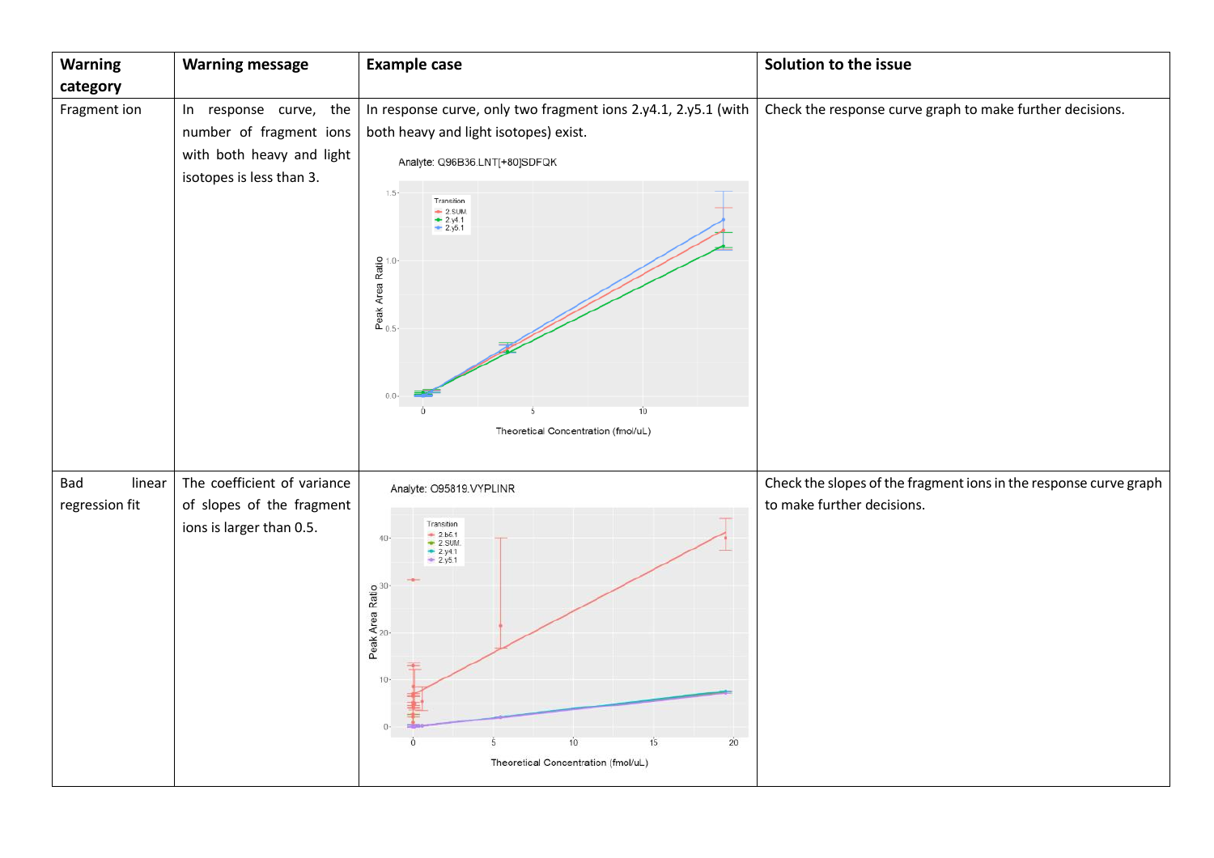| Warning category | Warning message | Example case | Solution to the issue |
|---|---|---|---|
| Fragment ion | In response curve, the number of fragment ions with both heavy and light isotopes is less than 3. | In response curve, only two fragment ions 2.y4.1, 2.y5.1 (with both heavy and light isotopes) exist. | Check the response curve graph to make further decisions. |
| Bad linear regression fit | The coefficient of variance of slopes of the fragment ions is larger than 0.5. | | Check the slopes of the fragment ions in the response curve graph to make further decisions. |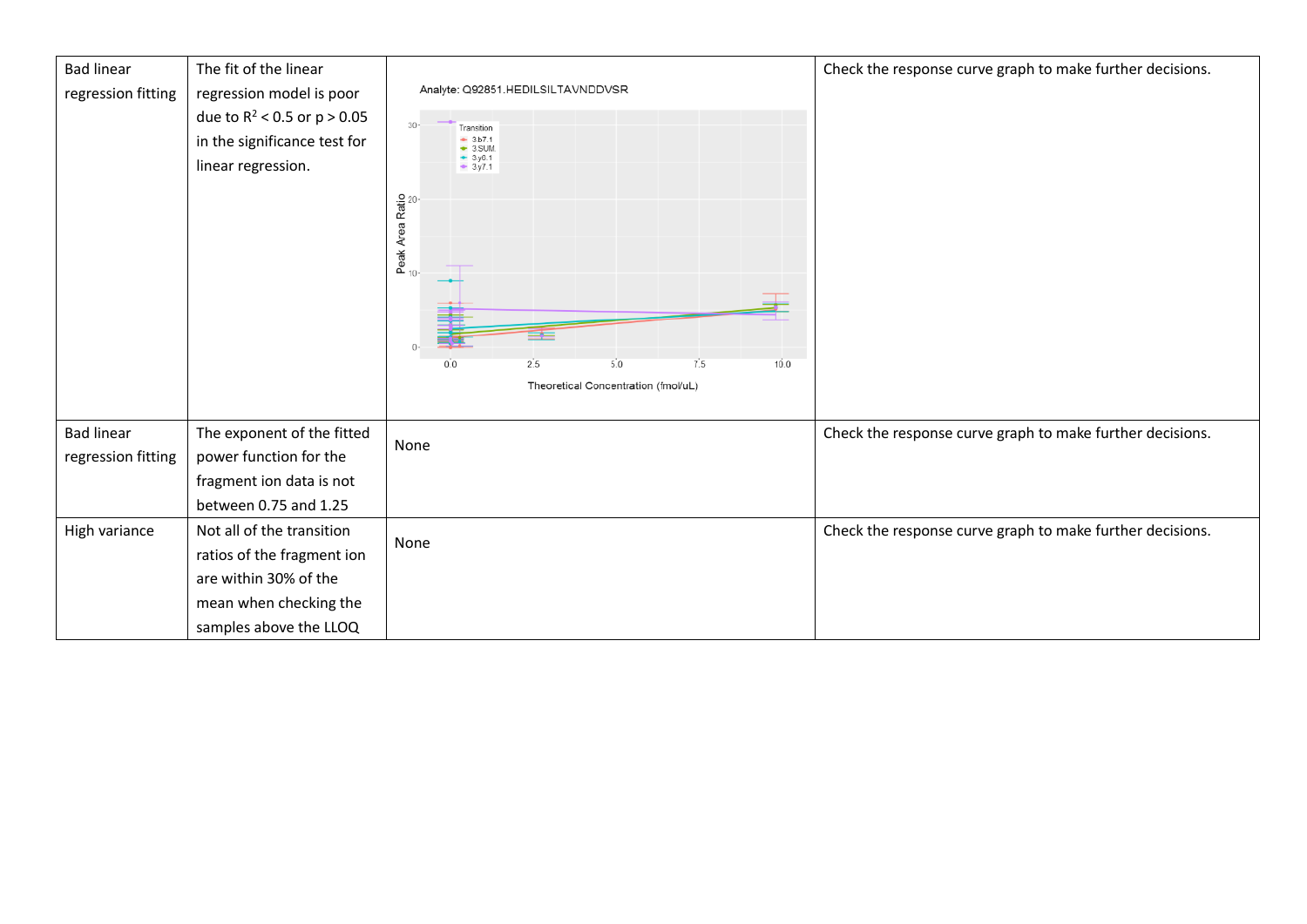| Bad linear regression fitting | The fit of the linear regression model is poor due to $R^2 < 0.5$ or $p > 0.05$ in the significance test for linear regression. | | Check the response curve graph to make further decisions. |
|---|---|---|---|
| Bad linear regression fitting | The exponent of the fitted power function for the fragment ion data is not between 0.75 and 1.25 | None | Check the response curve graph to make further decisions. |
| High variance | Not all of the transition ratios of the fragment ion are within 30% of the mean when checking the samples above the LLOQ | None | Check the response curve graph to make further decisions. |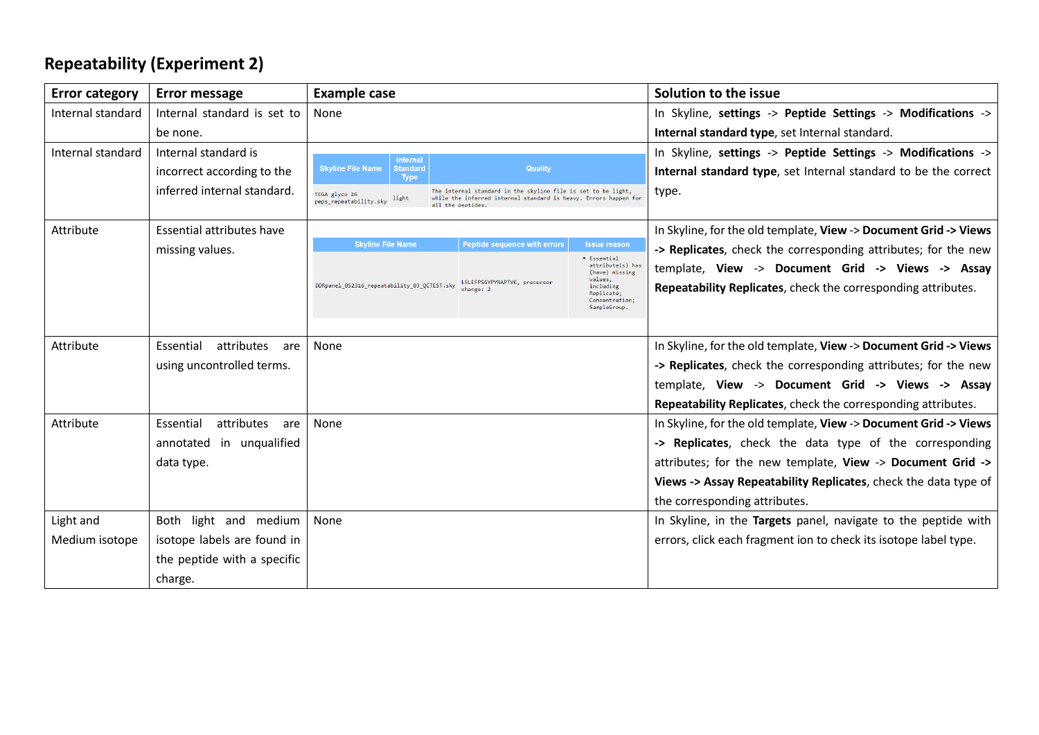## Repeatability (Experiment 2)

| Error category | Error message | Example case | Solution to the issue |
|---|---|---|---|
| Internal standard | Internal standard is set to be none. | None | In Skyline, **settings** -> **Peptide Settings** -> **Modifications** -> **Internal standard type**, set Internal standard. |
| Internal standard | Internal standard is incorrect according to the inferred internal standard. | Skyline File Name: TCGA glyco 26 peps_repeatability.sky; Internal Standard Type: light; Quality: The internal standard in the skyline file is set to be light, while the inferred internal standard is heavy. Errors happen for all the peptides. | In Skyline, **settings** -> **Peptide Settings** -> **Modifications** -> **Internal standard type**, set Internal standard to be the correct type. |
| Attribute | Essential attributes have missing values. | Skyline File Name: DDRpanel_052316_repeatability_03_QCTEST.sky; Peptide sequence with errors: LSLEFPSGYPYNAPTVK, precursor charge: 2; Issue reason: • Essential attribute(s) has (have) missing values, including Replicate; Concentration; SampleGroup. | In Skyline, for the old template, **View** -> **Document Grid -> Views -> Replicates**, check the corresponding attributes; for the new template, **View** -> **Document Grid -> Views -> Assay Repeatability Replicates**, check the corresponding attributes. |
| Attribute | Essential attributes are using uncontrolled terms. | None | In Skyline, for the old template, **View** -> **Document Grid -> Views -> Replicates**, check the corresponding attributes; for the new template, **View** -> **Document Grid -> Views -> Assay Repeatability Replicates**, check the corresponding attributes. |
| Attribute | Essential attributes are annotated in unqualified data type. | None | In Skyline, for the old template, **View** -> **Document Grid -> Views -> Replicates**, check the data type of the corresponding attributes; for the new template, **View** -> **Document Grid -> Views -> Assay Repeatability Replicates**, check the data type of the corresponding attributes. |
| Light and Medium isotope | Both light and medium isotope labels are found in the peptide with a specific charge. | None | In Skyline, in the **Targets** panel, navigate to the peptide with errors, click each fragment ion to check its isotope label type. |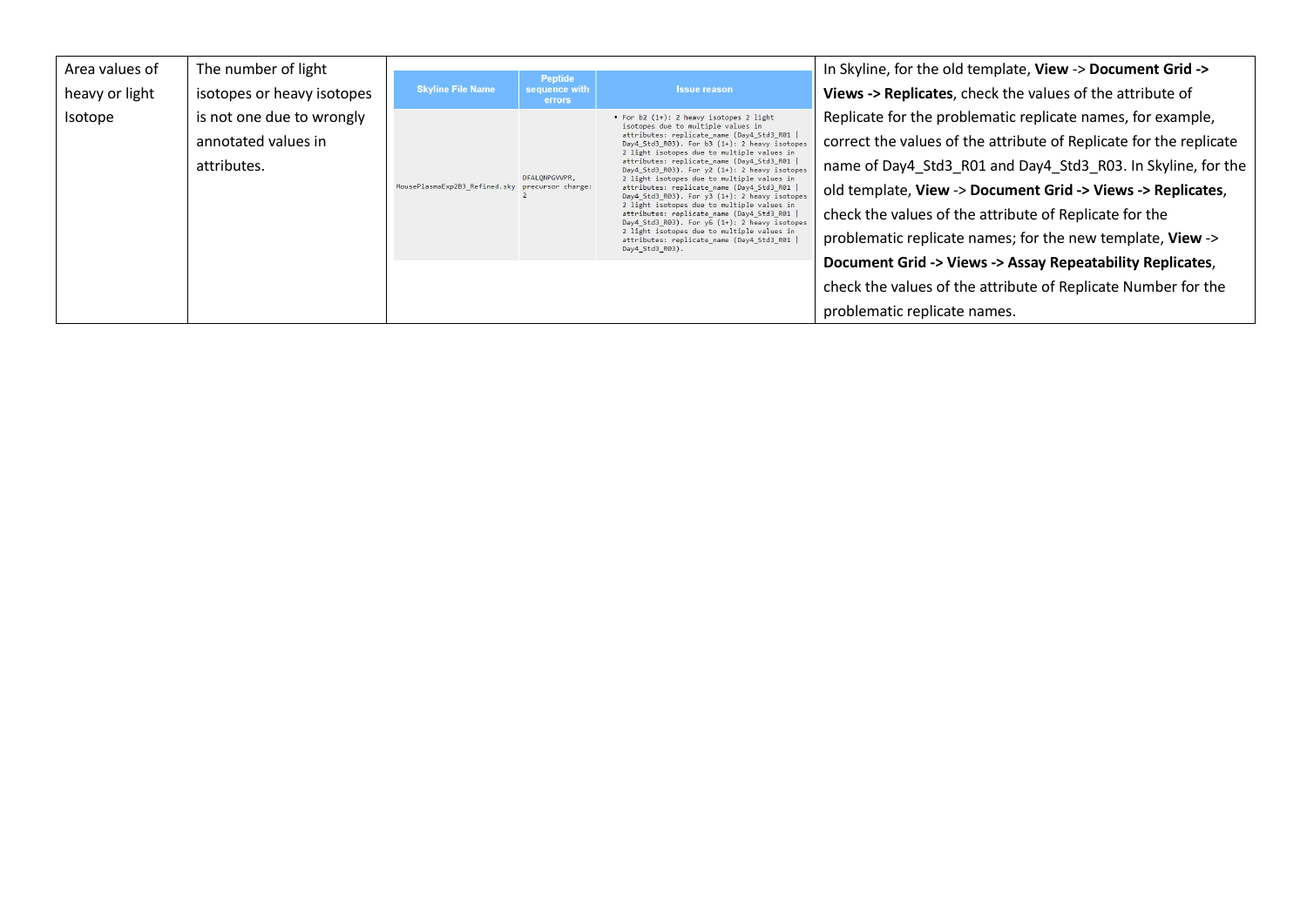| Area values of heavy or light Isotope | The number of light isotopes or heavy isotopes is not one due to wrongly annotated values in attributes. | <table><tr><th>Skyline File Name</th><th>Peptide sequence with errors</th><th>Issue reason</th></tr><tr><td>MousePlasmaExp2B3_Refined.sky</td><td>DFALQNPGVVPR, precursor charge: 2</td><td>• For b2 (1+): 2 heavy isotopes 2 light isotopes due to multiple values in attributes: replicate_name (Day4_Std3_R01 &#124; Day4_Std3_R03). For b3 (1+): 2 heavy isotopes 2 light isotopes due to multiple values in attributes: replicate_name (Day4_Std3_R01 &#124; Day4_Std3_R03). For y2 (1+): 2 heavy isotopes 2 light isotopes due to multiple values in attributes: replicate_name (Day4_Std3_R01 &#124; Day4_Std3_R03). For y3 (1+): 2 heavy isotopes 2 light isotopes due to multiple values in attributes: replicate_name (Day4_Std3_R01 &#124; Day4_Std3_R03). For y6 (1+): 2 heavy isotopes 2 light isotopes due to multiple values in attributes: replicate_name (Day4_Std3_R01 &#124; Day4_Std3_R03).</td></tr></table> | In Skyline, for the old template, **View** -> **Document Grid -> Views -> Replicates**, check the values of the attribute of Replicate for the problematic replicate names, for example, correct the values of the attribute of Replicate for the replicate name of Day4_Std3_R01 and Day4_Std3_R03. In Skyline, for the old template, **View** -> **Document Grid -> Views -> Replicates**, check the values of the attribute of Replicate for the problematic replicate names; for the new template, **View** -> **Document Grid -> Views -> Assay Repeatability Replicates**, check the values of the attribute of Replicate Number for the problematic replicate names. |
|---|---|---|---|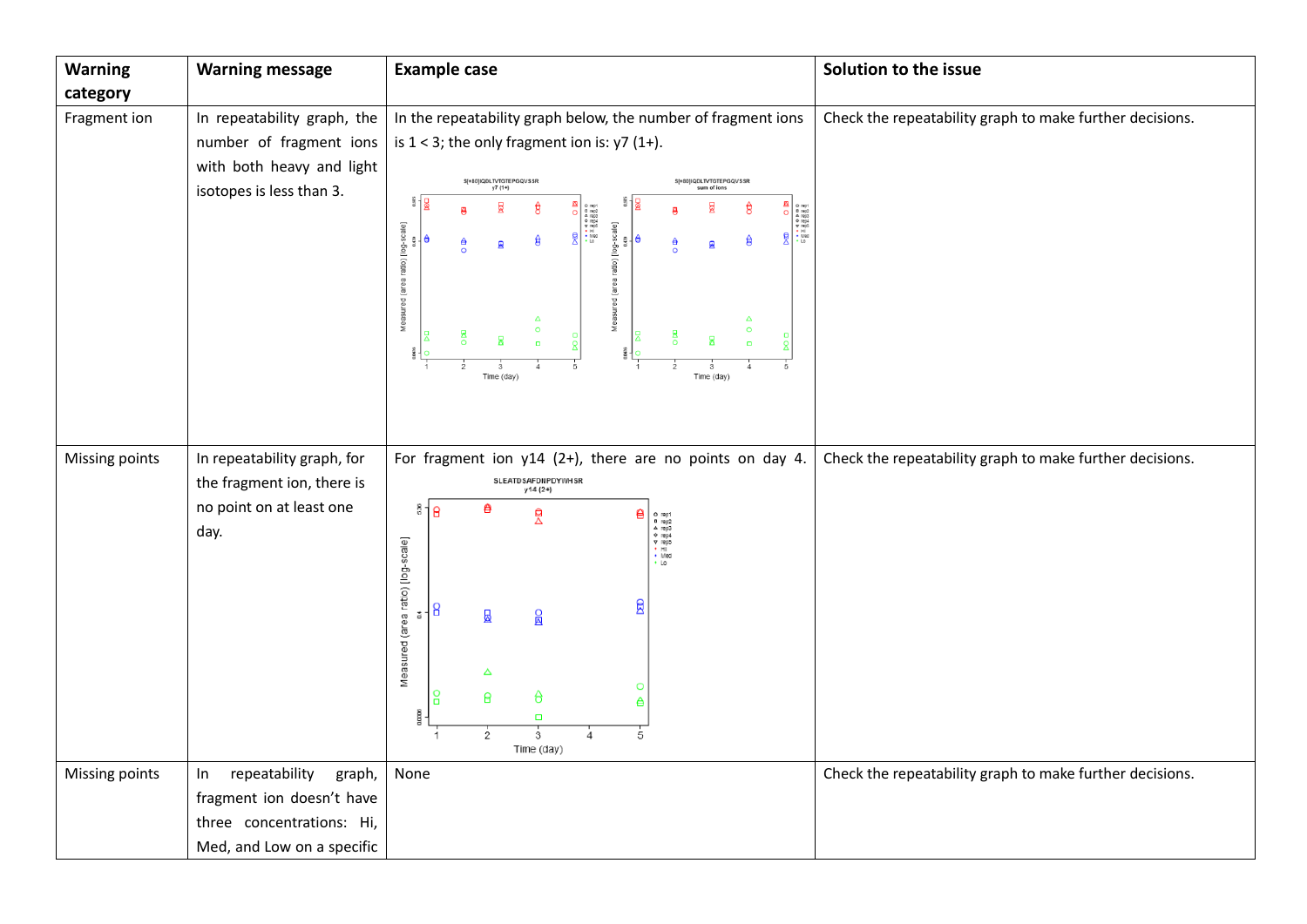| Warning category | Warning message | Example case | Solution to the issue |
|---|---|---|---|
| Fragment ion | In repeatability graph, the number of fragment ions with both heavy and light isotopes is less than 3. | In the repeatability graph below, the number of fragment ions is 1 < 3; the only fragment ion is: y7 (1+). | Check the repeatability graph to make further decisions. |
| Missing points | In repeatability graph, for the fragment ion, there is no point on at least one day. | For fragment ion y14 (2+), there are no points on day 4. | Check the repeatability graph to make further decisions. |
| Missing points | In repeatability graph, fragment ion doesn't have three concentrations: Hi, Med, and Low on a specific | None | Check the repeatability graph to make further decisions. |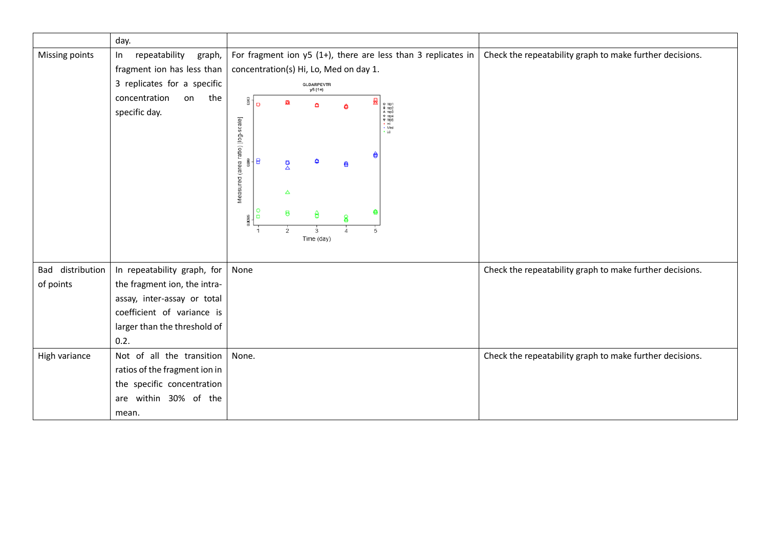|  |  |  |  |
|---|---|---|---|
|  | day. |  |  |
| Missing points | In repeatability graph, fragment ion has less than 3 replicates for a specific concentration on the specific day. | For fragment ion y5 (1+), there are less than 3 replicates in concentration(s) Hi, Lo, Med on day 1. | Check the repeatability graph to make further decisions. |
| Bad distribution of points | In repeatability graph, for the fragment ion, the intra-assay, inter-assay or total coefficient of variance is larger than the threshold of 0.2. | None | Check the repeatability graph to make further decisions. |
| High variance | Not of all the transition ratios of the fragment ion in the specific concentration are within 30% of the mean. | None. | Check the repeatability graph to make further decisions. |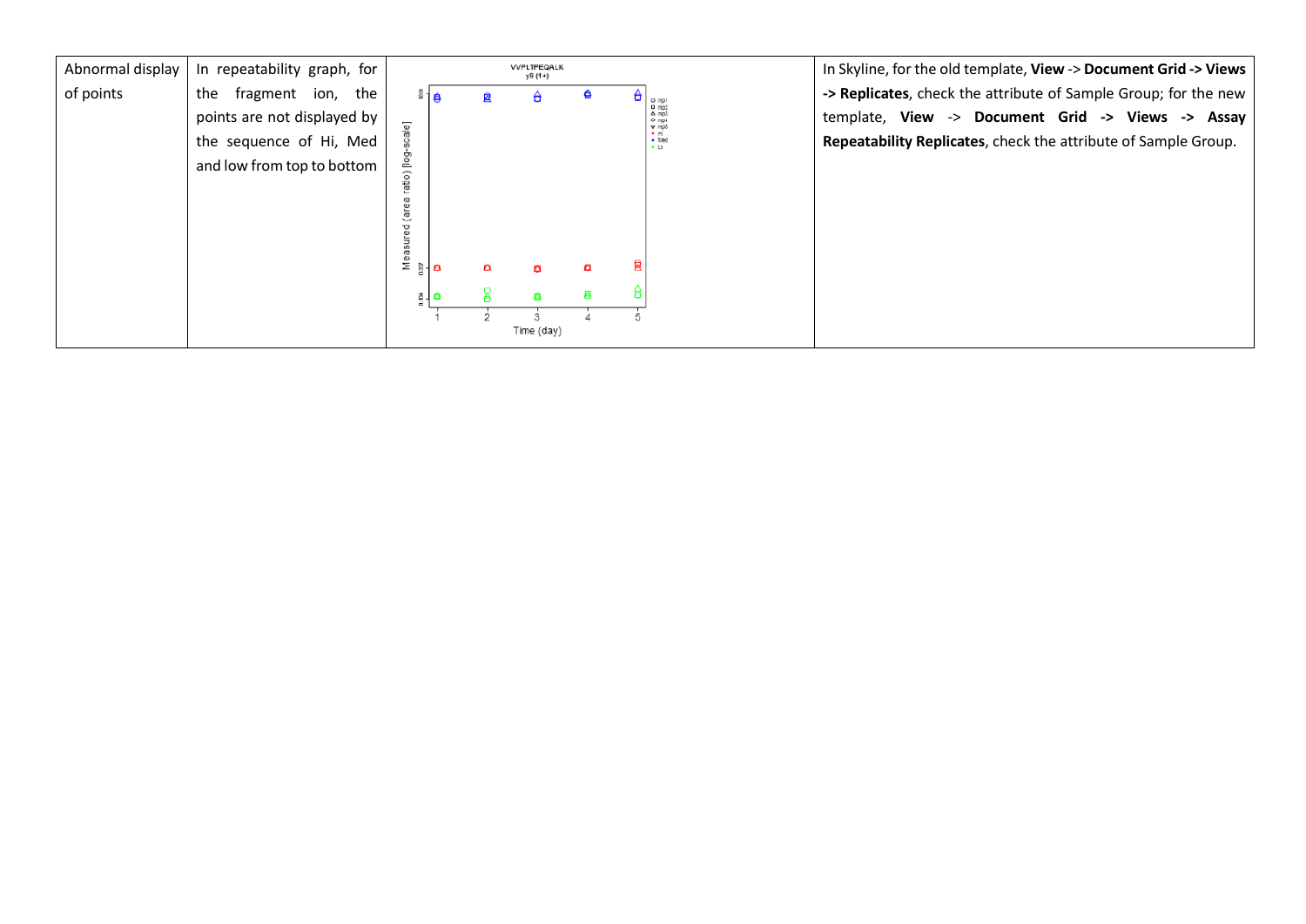| Abnormal display of points | In repeatability graph, for the fragment ion, the points are not displayed by the sequence of Hi, Med and low from top to bottom | | In Skyline, for the old template, **View** -> **Document Grid -> Views -> Replicates**, check the attribute of Sample Group; for the new template, **View** -> **Document Grid -> Views -> Assay Repeatability Replicates**, check the attribute of Sample Group. |
|---|---|---|---|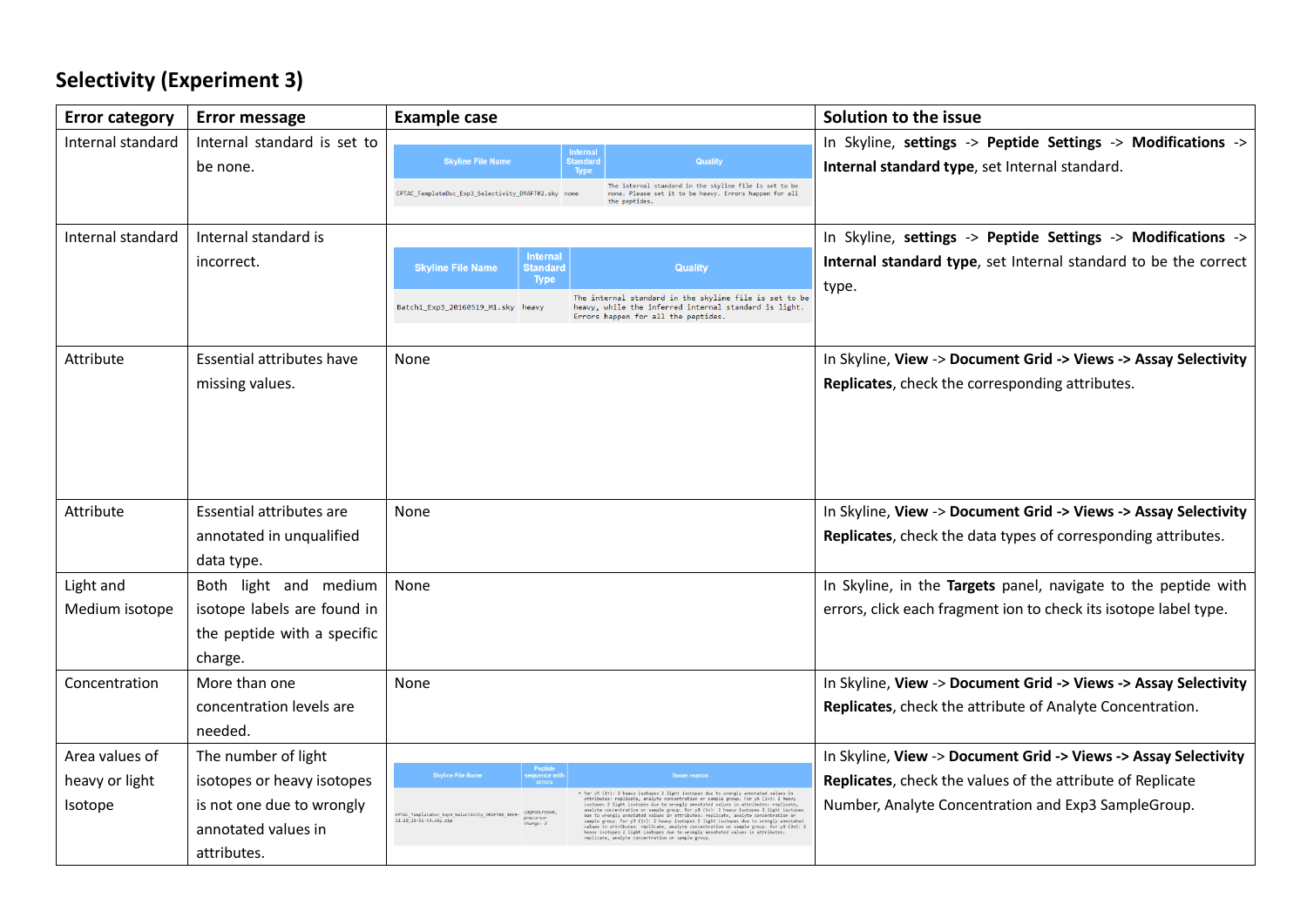## Selectivity (Experiment 3)

| Error category | Error message | Example case | Solution to the issue |
|---|---|---|---|
| Internal standard | Internal standard is set to be none. | Skyline File Name: CPTAC_TemplateDoc_Exp3_Selectivity_DRAFT02.sky; Internal Standard Type: none; Quality: The internal standard in the skyline file is set to be none. Please set it to be heavy. Errors happen for all the peptides. | In Skyline, **settings** -> **Peptide Settings** -> **Modifications** -> **Internal standard type**, set Internal standard. |
| Internal standard | Internal standard is incorrect. | Skyline File Name: Batch1_Exp3_20160519_M1.sky; Internal Standard Type: heavy; Quality: The internal standard in the skyline file is set to be heavy, while the inferred internal standard is light. Errors happen for all the peptides. | In Skyline, **settings** -> **Peptide Settings** -> **Modifications** -> **Internal standard type**, set Internal standard to be the correct type. |
| Attribute | Essential attributes have missing values. | None | In Skyline, **View** -> **Document Grid -> Views -> Assay Selectivity Replicates**, check the corresponding attributes. |
| Attribute | Essential attributes are annotated in unqualified data type. | None | In Skyline, **View** -> **Document Grid -> Views -> Assay Selectivity Replicates**, check the data types of corresponding attributes. |
| Light and Medium isotope | Both light and medium isotope labels are found in the peptide with a specific charge. | None | In Skyline, in the **Targets** panel, navigate to the peptide with errors, click each fragment ion to check its isotope label type. |
| Concentration | More than one concentration levels are needed. | None | In Skyline, **View** -> **Document Grid -> Views -> Assay Selectivity Replicates**, check the attribute of Analyte Concentration. |
| Area values of heavy or light Isotope | The number of light isotopes or heavy isotopes is not one due to wrongly annotated values in attributes. | Skyline File Name: CPTAC_TemplateDoc_Exp3_Selectivity_DRAFT02_2016-11-28_16-51-13.sky.zip; Peptide sequence with errors: LDQPDNLPDSNR, precursor charge: 2; Issue reason: • for y5 (1+): 2 heavy isotopes 2 light isotopes due to wrongly annotated values in attributes: replicate, analyte concentration or sample group. for y6 (1+): 2 heavy isotopes 2 light isotopes due to wrongly annotated values in attributes: replicate, analyte concentration or sample group. for y8 (1+): 2 heavy isotopes 2 light isotopes due to wrongly annotated values in attributes: replicate, analyte concentration or sample group. for y9 (1+): 2 heavy isotopes 2 light isotopes due to wrongly annotated values in attributes: replicate, analyte concentration or sample group. for y8 (2+): 2 heavy isotopes 2 light isotopes due to wrongly annotated values in attributes: replicate, analyte concentration or sample group. | In Skyline, **View** -> **Document Grid -> Views -> Assay Selectivity Replicates**, check the values of the attribute of Replicate Number, Analyte Concentration and Exp3 SampleGroup. |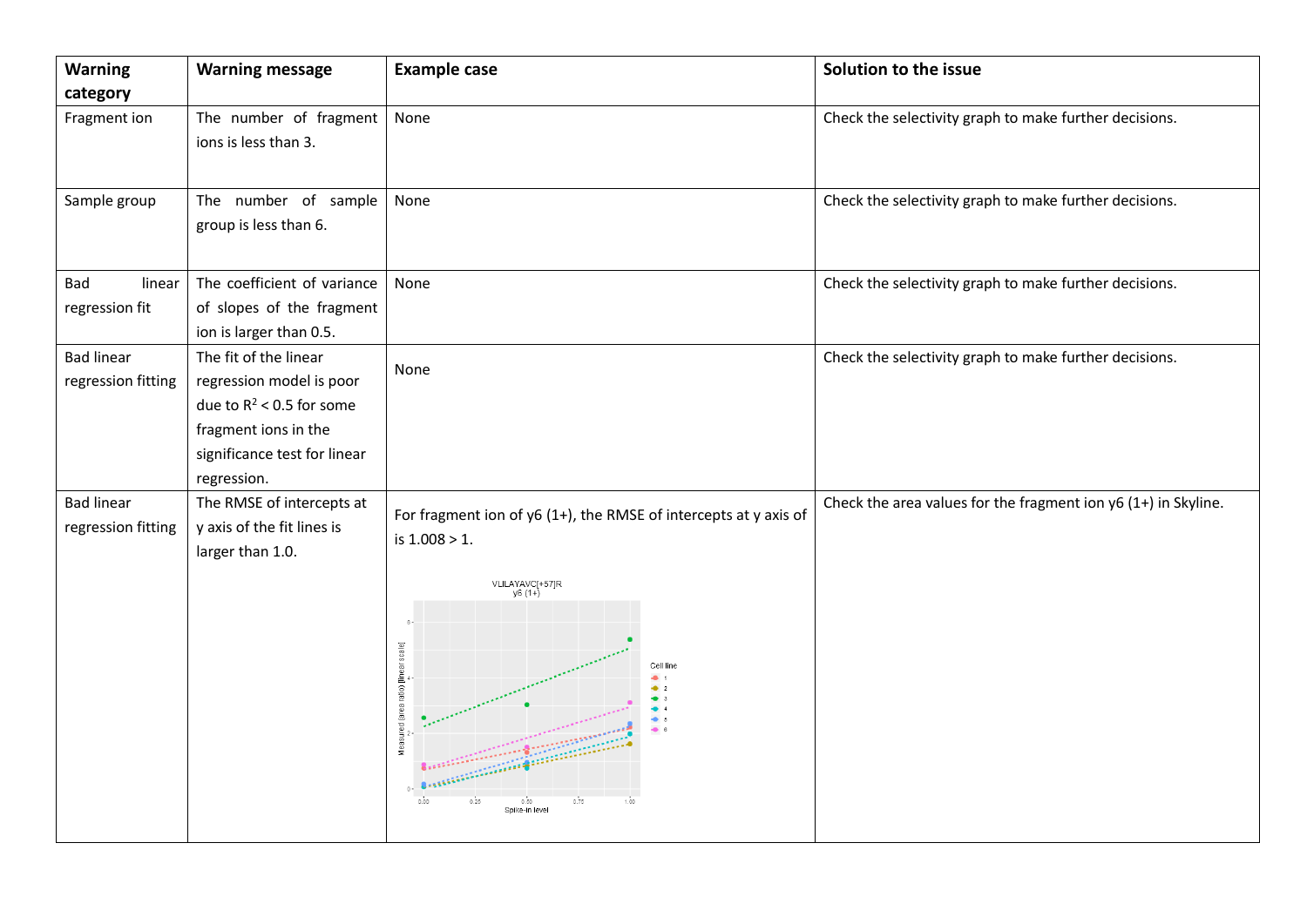| Warning category | Warning message | Example case | Solution to the issue |
|---|---|---|---|
| Fragment ion | The number of fragment ions is less than 3. | None | Check the selectivity graph to make further decisions. |
| Sample group | The number of sample group is less than 6. | None | Check the selectivity graph to make further decisions. |
| Bad linear regression fit | The coefficient of variance of slopes of the fragment ion is larger than 0.5. | None | Check the selectivity graph to make further decisions. |
| Bad linear regression fitting | The fit of the linear regression model is poor due to $R^2 < 0.5$ for some fragment ions in the significance test for linear regression. | None | Check the selectivity graph to make further decisions. |
| Bad linear regression fitting | The RMSE of intercepts at y axis of the fit lines is larger than 1.0. | For fragment ion of y6 (1+), the RMSE of intercepts at y axis of is 1.008 > 1. | Check the area values for the fragment ion y6 (1+) in Skyline. |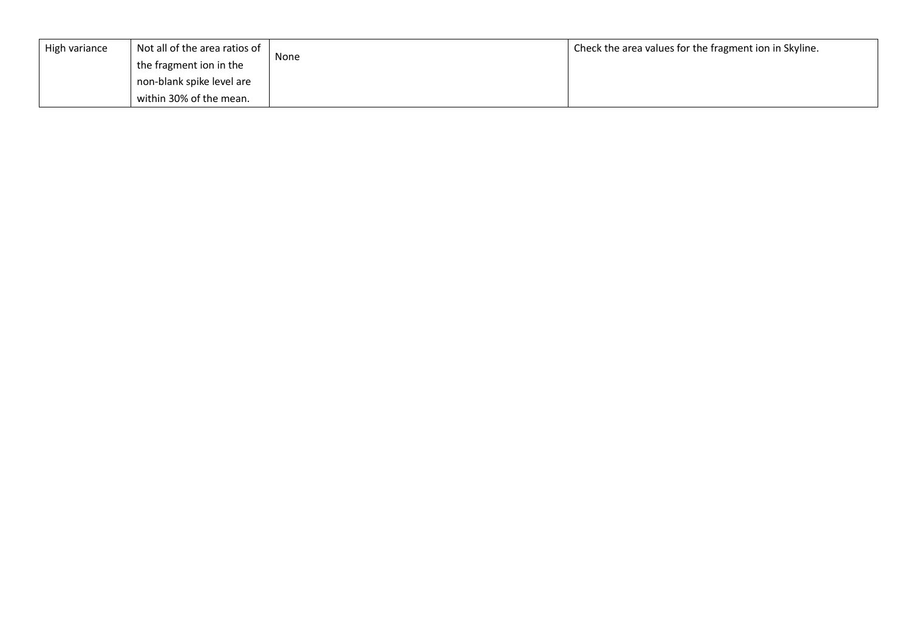| | | | |
|---|---|---|---|
| High variance | Not all of the area ratios of the fragment ion in the non-blank spike level are within 30% of the mean. | None | Check the area values for the fragment ion in Skyline. |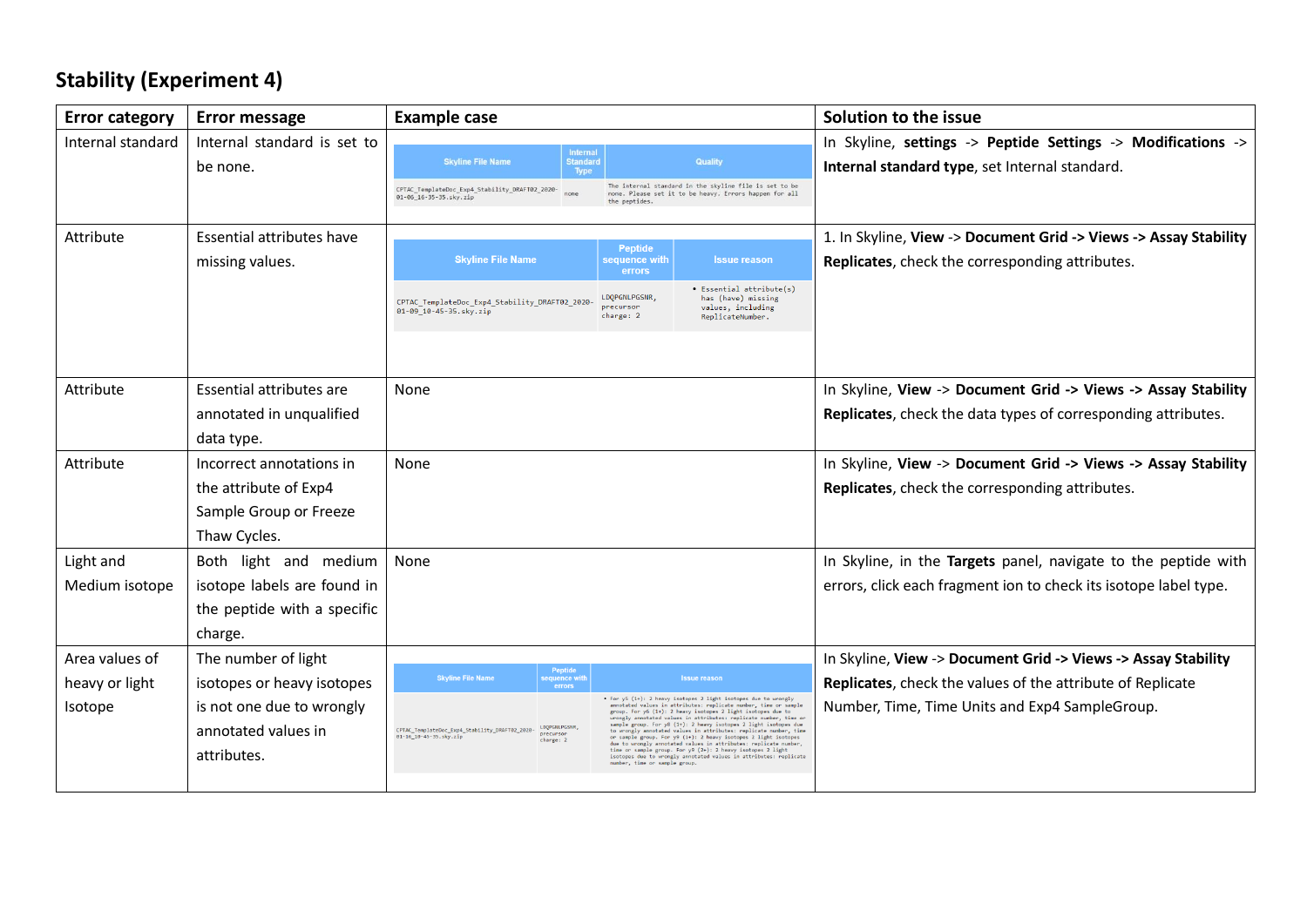## Stability (Experiment 4)

| Error category | Error message | Example case | Solution to the issue |
|---|---|---|---|
| Internal standard | Internal standard is set to be none. | Skyline File Name: CPTAC_TemplateDoc_Exp4_Stability_DRAFT02_2020-01-06_16-35-35.sky.zip; Internal Standard Type: none; Quality: The internal standard in the skyline file is set to be none. Please set it to be heavy. Errors happen for all the peptides. | In Skyline, **settings** -> **Peptide Settings** -> **Modifications** -> **Internal standard type**, set Internal standard. |
| Attribute | Essential attributes have missing values. | Skyline File Name: CPTAC_TemplateDoc_Exp4_Stability_DRAFT02_2020-01-09_10-45-35.sky.zip; Peptide sequence with errors: LDQPGNLPGSNR, precursor charge: 2; Issue reason: • Essential attribute(s) has (have) missing values, including ReplicateNumber. | 1. In Skyline, **View** -> **Document Grid -> Views -> Assay Stability Replicates**, check the corresponding attributes. |
| Attribute | Essential attributes are annotated in unqualified data type. | None | In Skyline, **View** -> **Document Grid -> Views -> Assay Stability Replicates**, check the data types of corresponding attributes. |
| Attribute | Incorrect annotations in the attribute of Exp4 Sample Group or Freeze Thaw Cycles. | None | In Skyline, **View** -> **Document Grid -> Views -> Assay Stability Replicates**, check the corresponding attributes. |
| Light and Medium isotope | Both light and medium isotope labels are found in the peptide with a specific charge. | None | In Skyline, in the **Targets** panel, navigate to the peptide with errors, click each fragment ion to check its isotope label type. |
| Area values of heavy or light Isotope | The number of light isotopes or heavy isotopes is not one due to wrongly annotated values in attributes. | Skyline File Name: CPTAC_TemplateDoc_Exp4_Stability_DRAFT02_2020-01-16_10-45-35.sky.zip; Peptide sequence with errors: LDQPGNLPGSNR, precursor charge: 2; Issue reason: • For y5 (1+): 2 heavy isotopes 2 light isotopes due to wrongly annotated values in attributes: replicate number, time or sample group. For y6 (1+): 2 heavy isotopes 2 light isotopes due to wrongly annotated values in attributes: replicate number, time or sample group. For y8 (1+): 2 heavy isotopes 2 light isotopes due to wrongly annotated values in attributes: replicate number, time or sample group. For y9 (1+): 2 heavy isotopes 2 light isotopes due to wrongly annotated values in attributes: replicate number, time or sample group. For y8 (2+): 2 heavy isotopes 2 light isotopes due to wrongly annotated values in attributes: replicate number, time or sample group. | In Skyline, **View** -> **Document Grid -> Views -> Assay Stability Replicates**, check the values of the attribute of Replicate Number, Time, Time Units and Exp4 SampleGroup. |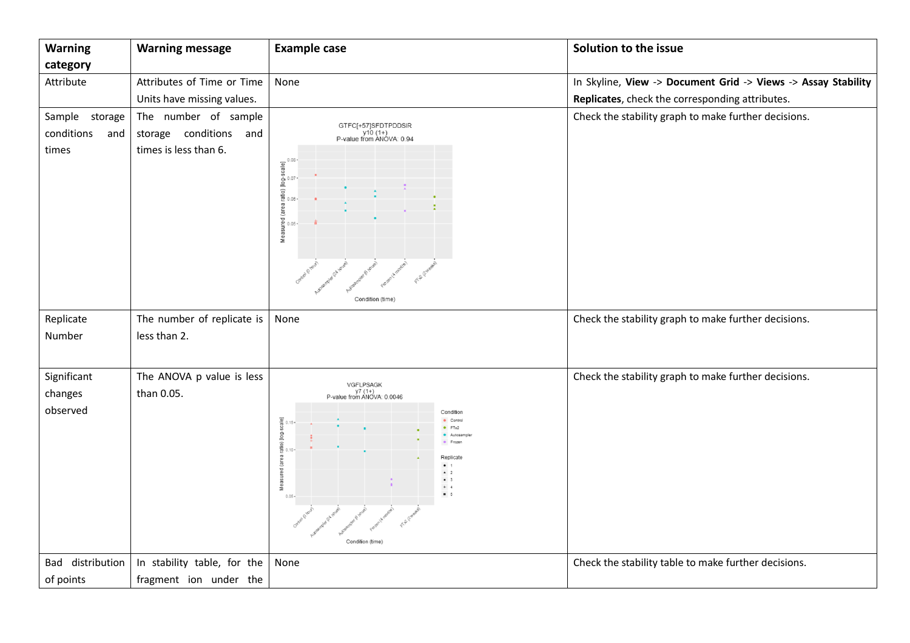| Warning category | Warning message | Example case | Solution to the issue |
|---|---|---|---|
| Attribute | Attributes of Time or Time Units have missing values. | None | In Skyline, **View** -> **Document Grid** -> **Views** -> **Assay Stability Replicates**, check the corresponding attributes. |
| Sample storage conditions and times | The number of sample storage conditions and times is less than 6. | | Check the stability graph to make further decisions. |
| Replicate Number | The number of replicate is less than 2. | None | Check the stability graph to make further decisions. |
| Significant changes observed | The ANOVA p value is less than 0.05. | | Check the stability graph to make further decisions. |
| Bad distribution of points | In stability table, for the fragment ion under the | None | Check the stability table to make further decisions. |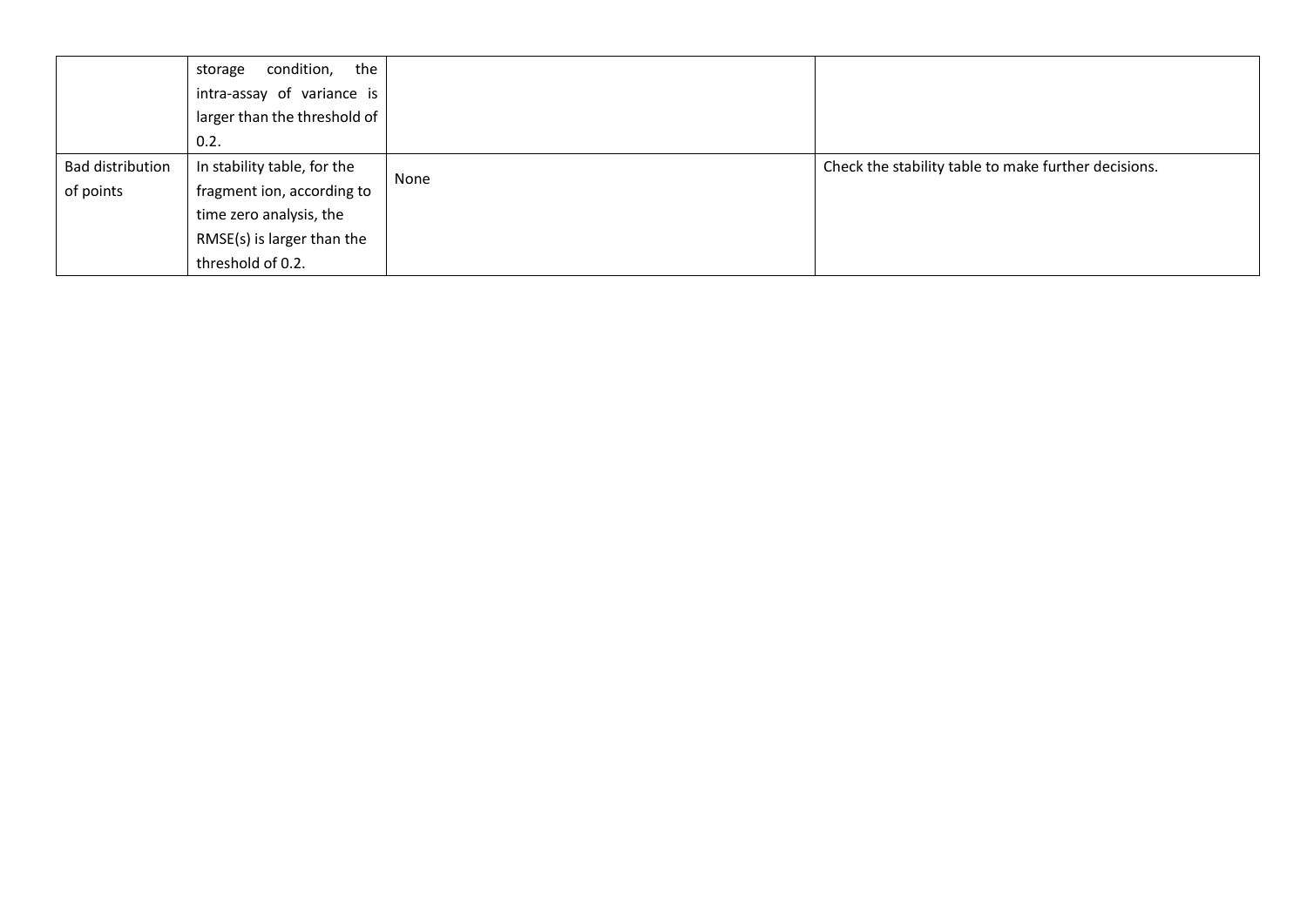| | | | |
|---|---|---|---|
| | storage condition, the intra-assay of variance is larger than the threshold of 0.2. | | |
| Bad distribution of points | In stability table, for the fragment ion, according to time zero analysis, the RMSE(s) is larger than the threshold of 0.2. | None | Check the stability table to make further decisions. |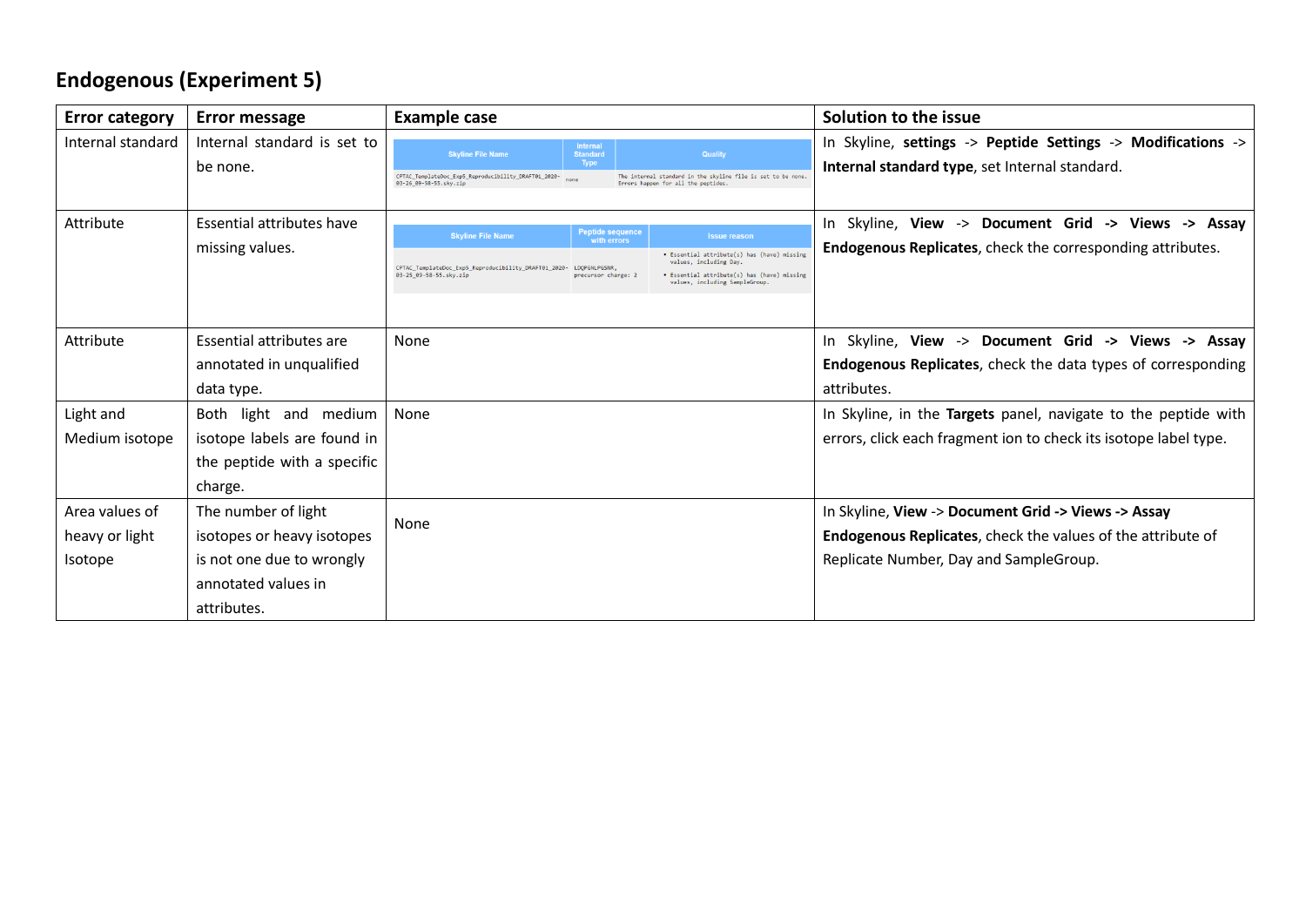## Endogenous (Experiment 5)

| Error category | Error message | Example case | Solution to the issue |
|---|---|---|---|
| Internal standard | Internal standard is set to be none. | Skyline File Name: CPTAC_TemplateDoc_Exp5_Reproducibility_DRAFT01_2020-03-26_09-58-55.sky.zip; Internal Standard Type: none; Quality: The internal standard in the skyline file is set to be none. Errors happen for all the peptides. | In Skyline, **settings** -> **Peptide Settings** -> **Modifications** -> **Internal standard type**, set Internal standard. |
| Attribute | Essential attributes have missing values. | Skyline File Name: CPTAC_TemplateDoc_Exp5_Reproducibility_DRAFT01_2020-03-25_09-58-55.sky.zip; Peptide sequence with errors: LDQPGNLPGSNR, precursor charge: 2; Issue reason: • Essential attribute(s) has (have) missing values, including Day. • Essential attribute(s) has (have) missing values, including SampleGroup. | In Skyline, **View** -> **Document Grid** **->** **Views** **->** **Assay Endogenous Replicates**, check the corresponding attributes. |
| Attribute | Essential attributes are annotated in unqualified data type. | None | In Skyline, **View** -> **Document Grid** **->** **Views** **->** **Assay Endogenous Replicates**, check the data types of corresponding attributes. |
| Light and Medium isotope | Both light and medium isotope labels are found in the peptide with a specific charge. | None | In Skyline, in the **Targets** panel, navigate to the peptide with errors, click each fragment ion to check its isotope label type. |
| Area values of heavy or light Isotope | The number of light isotopes or heavy isotopes is not one due to wrongly annotated values in attributes. | None | In Skyline, **View** -> **Document Grid -> Views -> Assay Endogenous Replicates**, check the values of the attribute of Replicate Number, Day and SampleGroup. |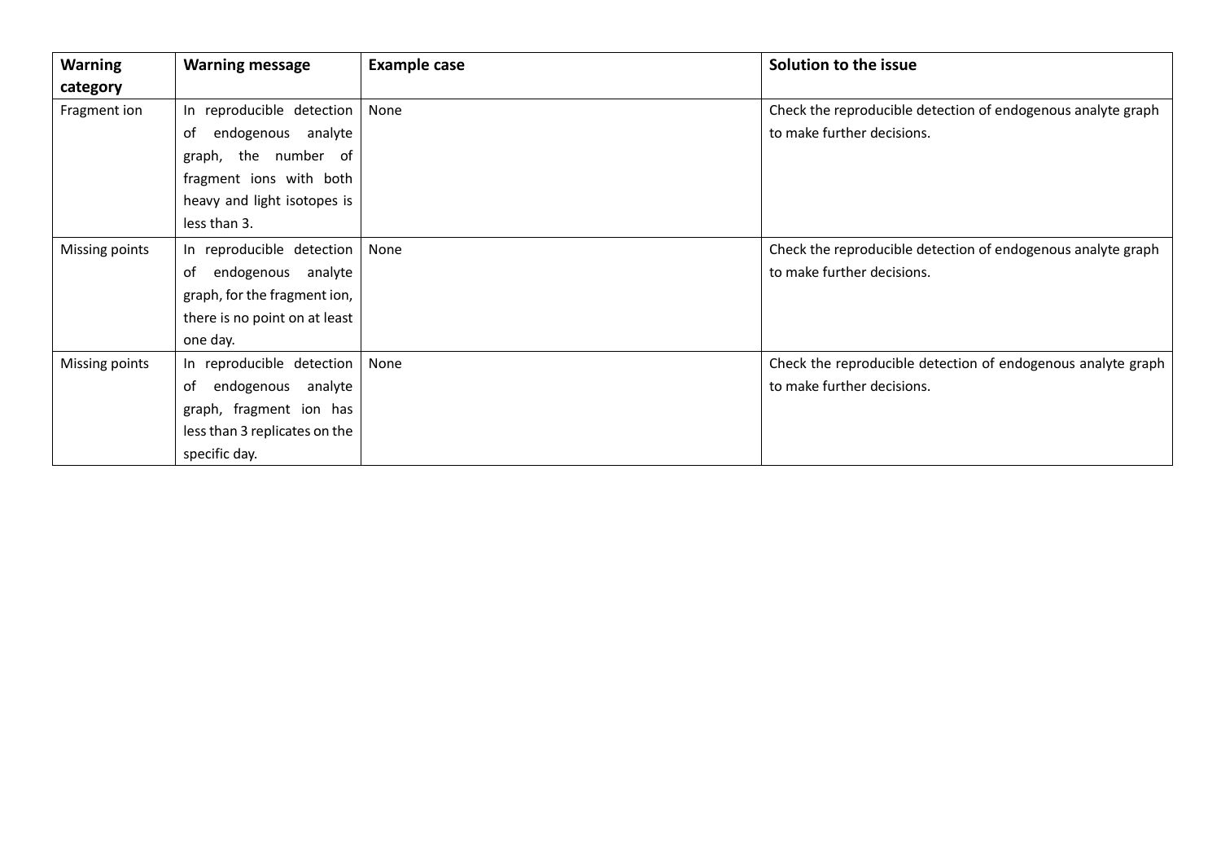| Warning category | Warning message | Example case | Solution to the issue |
| --- | --- | --- | --- |
| Fragment ion | In reproducible detection of endogenous analyte graph, the number of fragment ions with both heavy and light isotopes is less than 3. | None | Check the reproducible detection of endogenous analyte graph to make further decisions. |
| Missing points | In reproducible detection of endogenous analyte graph, for the fragment ion, there is no point on at least one day. | None | Check the reproducible detection of endogenous analyte graph to make further decisions. |
| Missing points | In reproducible detection of endogenous analyte graph, fragment ion has less than 3 replicates on the specific day. | None | Check the reproducible detection of endogenous analyte graph to make further decisions. |